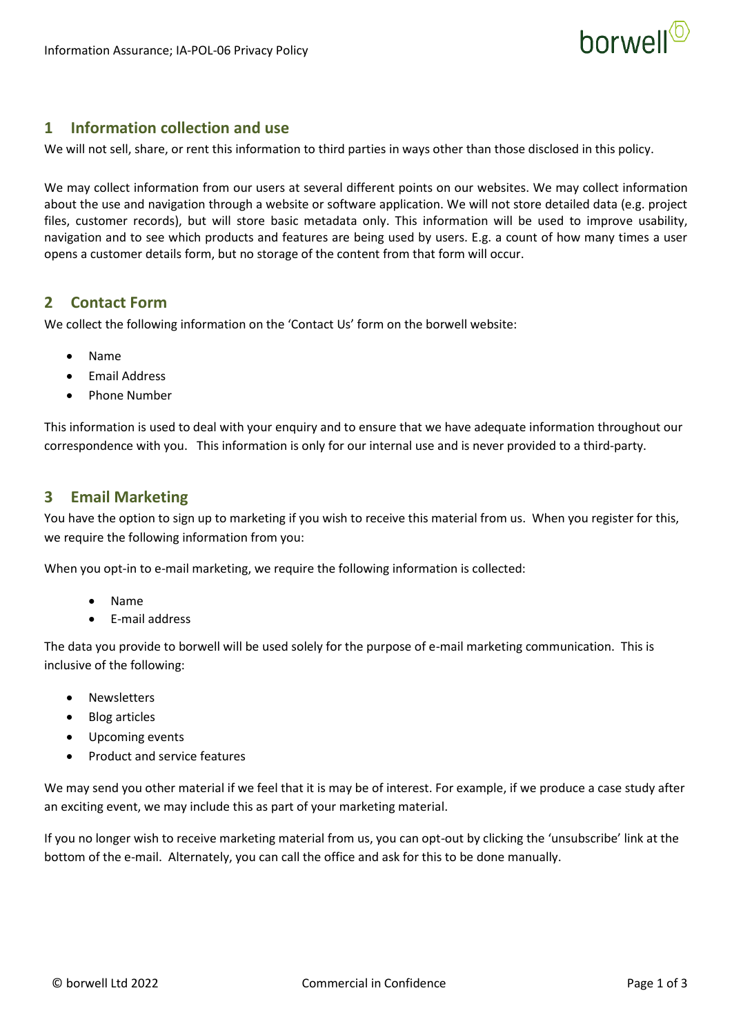## 1 Information collection and use

We will not sell, share, or rent this information to third parties in ways other than those disclosed in this policy.

We may collect information from our users at several different points on our websites. We may collect information about the use and navigation through a website or software application. We will not store detailed data (e.g. project files, customer records), but will store basic metadata only. This information will be used to improve usability, navigation and to see which products and features are being used by users. E.g. a count of how many times a user opens a customer details form, but no storage of the content from that form will occur.

## 2 Contact Form

We collect the following information on the 'Contact Us' form on the borwell website:

- Name
- Email Address
- Phone Number

This information is used to deal with your enquiry and to ensure that we have adequate information throughout our correspondence with you. This information is only for our internal use and is never provided to a third-party.

## 3 Email Marketing

You have the option to sign up to marketing if you wish to receive this material from us. When you register for this, we require the following information from you:

When you opt-in to e-mail marketing, we require the following information is collected:

- Name
- E-mail address

The data you provide to borwell will be used solely for the purpose of e-mail marketing communication. This is inclusive of the following:

- Newsletters
- Blog articles
- Upcoming events
- Product and service features

We may send you other material if we feel that it is may be of interest. For example, if we produce a case study after an exciting event, we may include this as part of your marketing material.

If you no longer wish to receive marketing material from us, you can opt-out by clicking the 'unsubscribe' link at the bottom of the e-mail. Alternately, you can call the office and ask for this to be done manually.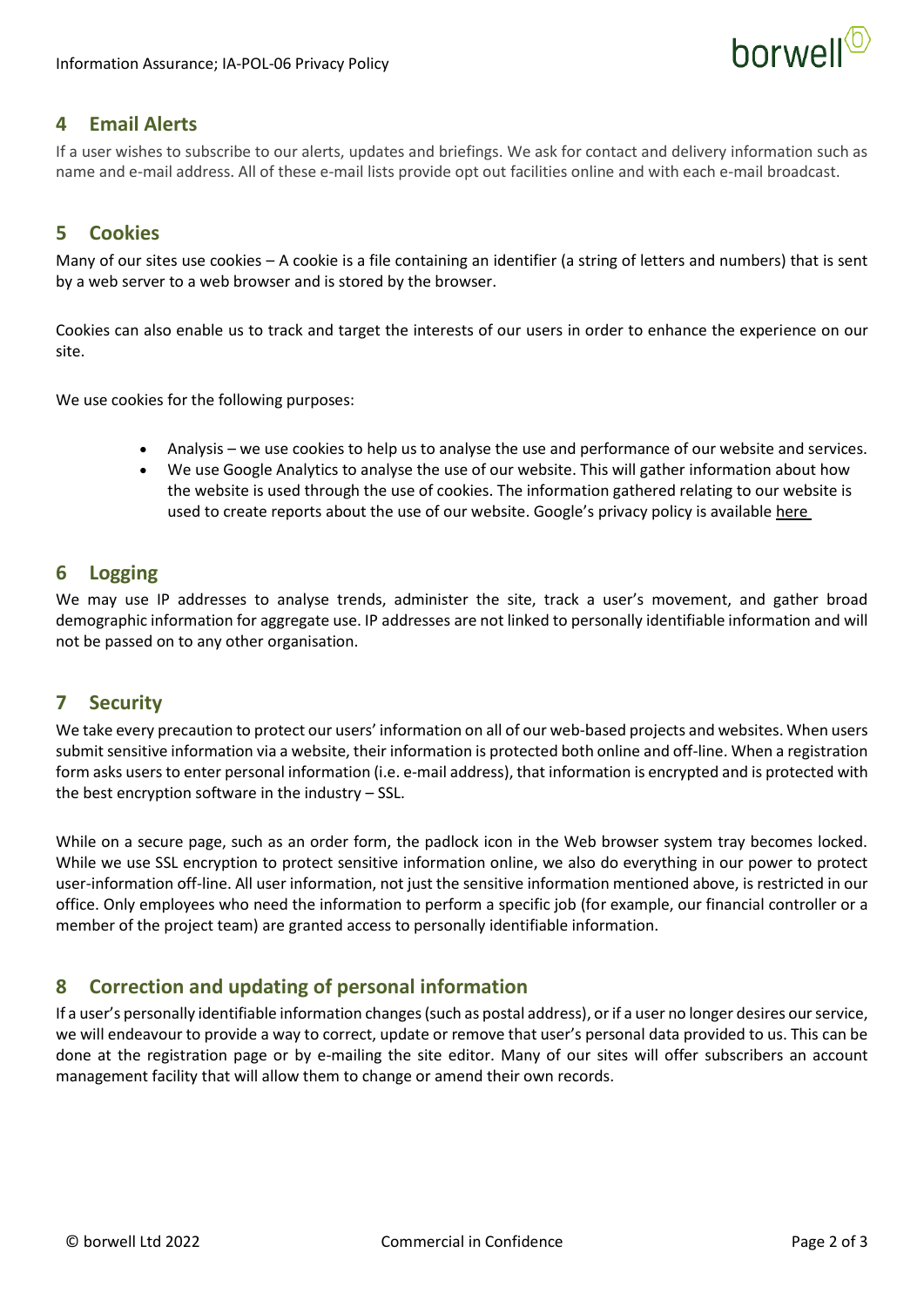## 4 Email Alerts

If a user wishes to subscribe to our alerts, updates and briefings. We ask for contact and delivery information such as name and e-mail address. All of these e-mail lists provide opt out facilities online and with each e-mail broadcast.

## 5 Cookies

Many of our sites use cookies – A cookie is a file containing an identifier (a string of letters and numbers) that is sent by a web server to a web browser and is stored by the browser.

Cookies can also enable us to track and target the interests of our users in order to enhance the experience on our site.

We use cookies for the following purposes:

- Analysis – we use cookies to help us to analyse the use and performance of our website and services.
- We use Google Analytics to analyse the use of our website. This will gather information about how the website is used through the use of cookies. The information gathered relating to our website is used to create reports about the use of our website. Google's privacy policy is available here

## 6 Logging

We may use IP addresses to analyse trends, administer the site, track a user's movement, and gather broad demographic information for aggregate use. IP addresses are not linked to personally identifiable information and will not be passed on to any other organisation.

## 7 Security

We take every precaution to protect our users' information on all of our web-based projects and websites. When users submit sensitive information via a website, their information is protected both online and off-line. When a registration form asks users to enter personal information (i.e. e-mail address), that information is encrypted and is protected with the best encryption software in the industry – SSL.

While on a secure page, such as an order form, the padlock icon in the Web browser system tray becomes locked. While we use SSL encryption to protect sensitive information online, we also do everything in our power to protect user-information off-line. All user information, not just the sensitive information mentioned above, is restricted in our office. Only employees who need the information to perform a specific job (for example, our financial controller or a member of the project team) are granted access to personally identifiable information.

## 8 Correction and updating of personal information

If a user's personally identifiable information changes (such as postal address), or if a user no longer desires our service, we will endeavour to provide a way to correct, update or remove that user's personal data provided to us. This can be done at the registration page or by e-mailing the site editor. Many of our sites will offer subscribers an account management facility that will allow them to change or amend their own records.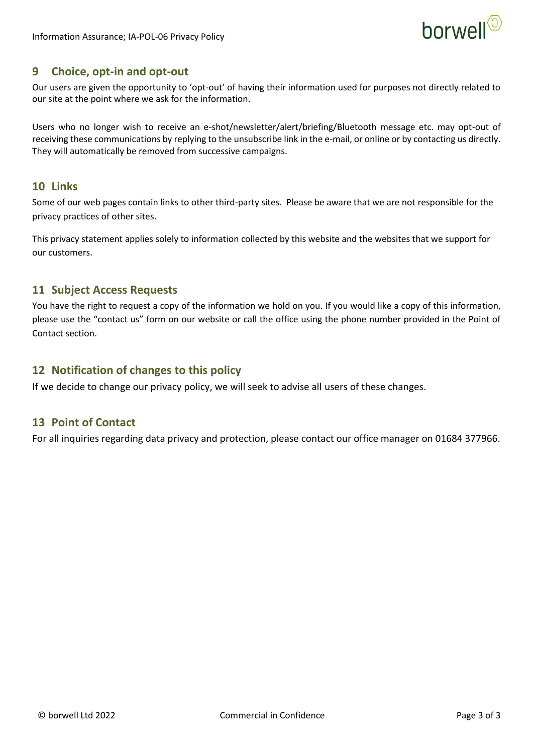## 9 Choice, opt-in and opt-out

Our users are given the opportunity to 'opt-out' of having their information used for purposes not directly related to our site at the point where we ask for the information.

Users who no longer wish to receive an e-shot/newsletter/alert/briefing/Bluetooth message etc. may opt-out of receiving these communications by replying to the unsubscribe link in the e-mail, or online or by contacting us directly. They will automatically be removed from successive campaigns.

## 10 Links

Some of our web pages contain links to other third-party sites. Please be aware that we are not responsible for the privacy practices of other sites.

This privacy statement applies solely to information collected by this website and the websites that we support for our customers.

## 11 Subject Access Requests

You have the right to request a copy of the information we hold on you. If you would like a copy of this information, please use the "contact us" form on our website or call the office using the phone number provided in the Point of Contact section.

## 12 Notification of changes to this policy

If we decide to change our privacy policy, we will seek to advise all users of these changes.

## 13 Point of Contact

For all inquiries regarding data privacy and protection, please contact our office manager on 01684 377966.